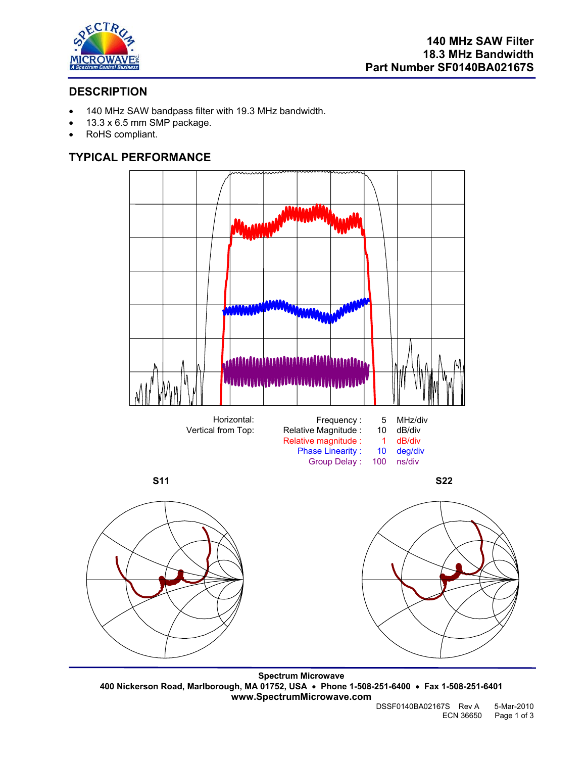# 140 MHz SAW Filter
# 18.3 MHz Bandwidth
# Part Number SF0140BA02167S

## DESCRIPTION

- 140 MHz SAW bandpass filter with 19.3 MHz bandwidth.
- 13.3 x 6.5 mm SMP package.
- RoHS compliant.

## TYPICAL PERFORMANCE

| Horizontal: | Frequency : | 5 | MHz/div |
|---|---|---|---|
| Vertical from Top: | Relative Magnitude : | 10 | dB/div |
| | Relative magnitude : | 1 | dB/div |
| | Phase Linearity : | 10 | deg/div |
| | Group Delay : | 100 | ns/div |

**S11** **S22**

Spectrum Microwave
400 Nickerson Road, Marlborough, MA 01752, USA • Phone 1-508-251-6400 • Fax 1-508-251-6401
www.SpectrumMicrowave.com

DSSF0140BA02167S Rev A 5-Mar-2010
ECN 36650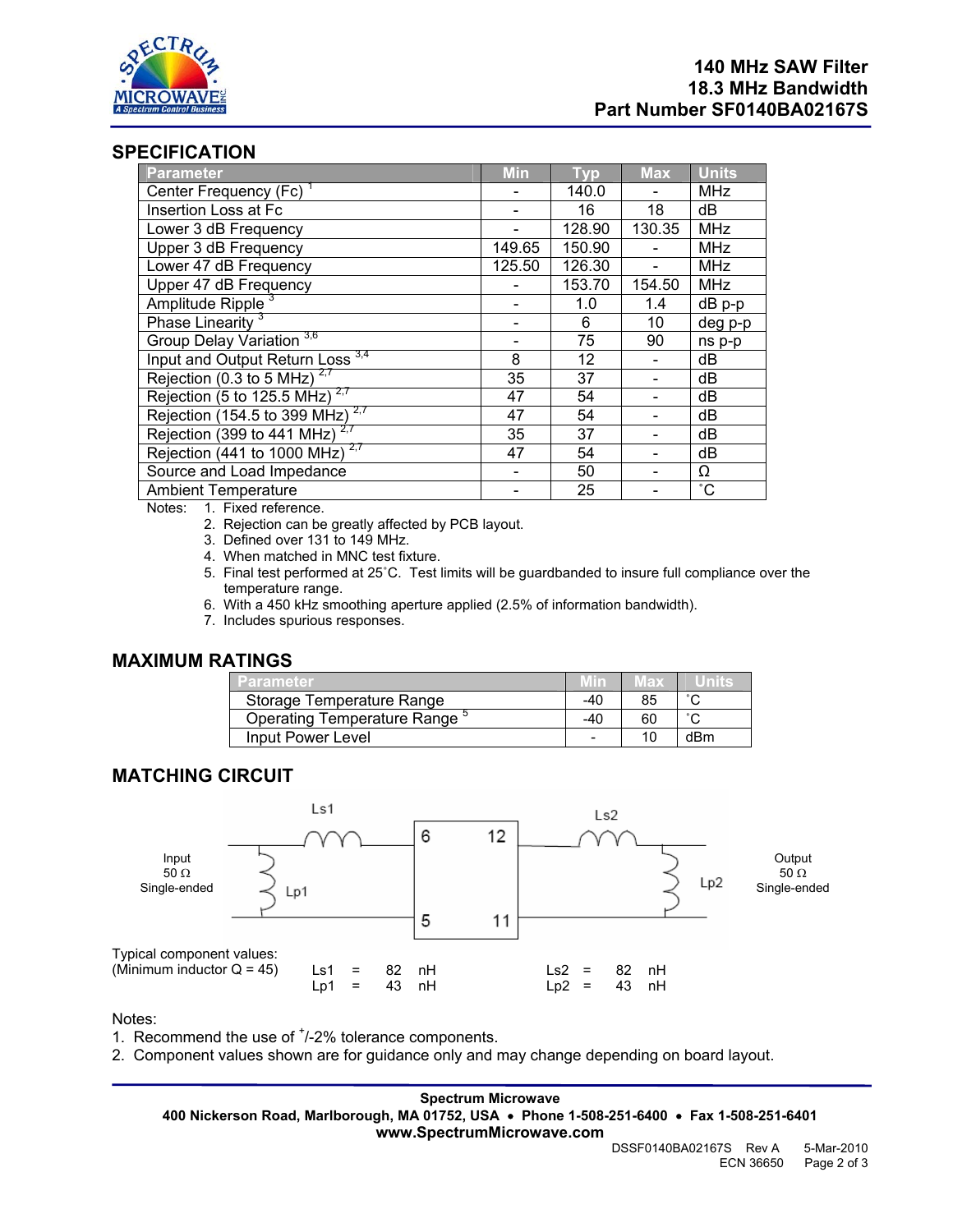# 140 MHz SAW Filter
# 18.3 MHz Bandwidth
# Part Number SF0140BA02167S

## SPECIFICATION

| Parameter | Min | Typ | Max | Units |
|---|---|---|---|---|
| Center Frequency (Fc) [1] | - | 140.0 | - | MHz |
| Insertion Loss at Fc | - | 16 | 18 | dB |
| Lower 3 dB Frequency | - | 128.90 | 130.35 | MHz |
| Upper 3 dB Frequency | 149.65 | 150.90 | - | MHz |
| Lower 47 dB Frequency | 125.50 | 126.30 | - | MHz |
| Upper 47 dB Frequency | - | 153.70 | 154.50 | MHz |
| Amplitude Ripple [3] | - | 1.0 | 1.4 | dB p-p |
| Phase Linearity [3] | - | 6 | 10 | deg p-p |
| Group Delay Variation [3,6] | - | 75 | 90 | ns p-p |
| Input and Output Return Loss [3,4] | 8 | 12 | - | dB |
| Rejection (0.3 to 5 MHz) [2,7] | 35 | 37 | - | dB |
| Rejection (5 to 125.5 MHz) [2,7] | 47 | 54 | - | dB |
| Rejection (154.5 to 399 MHz) [2,7] | 47 | 54 | - | dB |
| Rejection (399 to 441 MHz) [2,7] | 35 | 37 | - | dB |
| Rejection (441 to 1000 MHz) [2,7] | 47 | 54 | - | dB |
| Source and Load Impedance | - | 50 | - | Ω |
| Ambient Temperature | - | 25 | - | ˚C |

Notes:
1. Fixed reference.
2. Rejection can be greatly affected by PCB layout.
3. Defined over 131 to 149 MHz.
4. When matched in MNC test fixture.
5. Final test performed at 25˚C. Test limits will be guardbanded to insure full compliance over the temperature range.
6. With a 450 kHz smoothing aperture applied (2.5% of information bandwidth).
7. Includes spurious responses.

## MAXIMUM RATINGS

| Parameter | Min | Max | Units |
|---|---|---|---|
| Storage Temperature Range | -40 | 85 | ˚C |
| Operating Temperature Range [5] | -40 | 60 | ˚C |
| Input Power Level | - | 10 | dBm |

## MATCHING CIRCUIT

Input 50 Ω Single-ended — Lp1 (shunt), Ls1 (series) — pins 6 / 5 — filter — pins 12 / 11 — Ls2 (series), Lp2 (shunt) — Output 50 Ω Single-ended

Typical component values:
(Minimum inductor Q = 45)

| | | | |
|---|---|---|---|
| Ls1 = 82 nH | | Ls2 = 82 nH | |
| Lp1 = 43 nH | | Lp2 = 43 nH | |

Notes:
1. Recommend the use of +/-2% tolerance components.
2. Component values shown are for guidance only and may change depending on board layout.

**Spectrum Microwave**
**400 Nickerson Road, Marlborough, MA 01752, USA • Phone 1-508-251-6400 • Fax 1-508-251-6401**
**www.SpectrumMicrowave.com**

DSSF0140BA02167S Rev A 5-Mar-2010
ECN 36650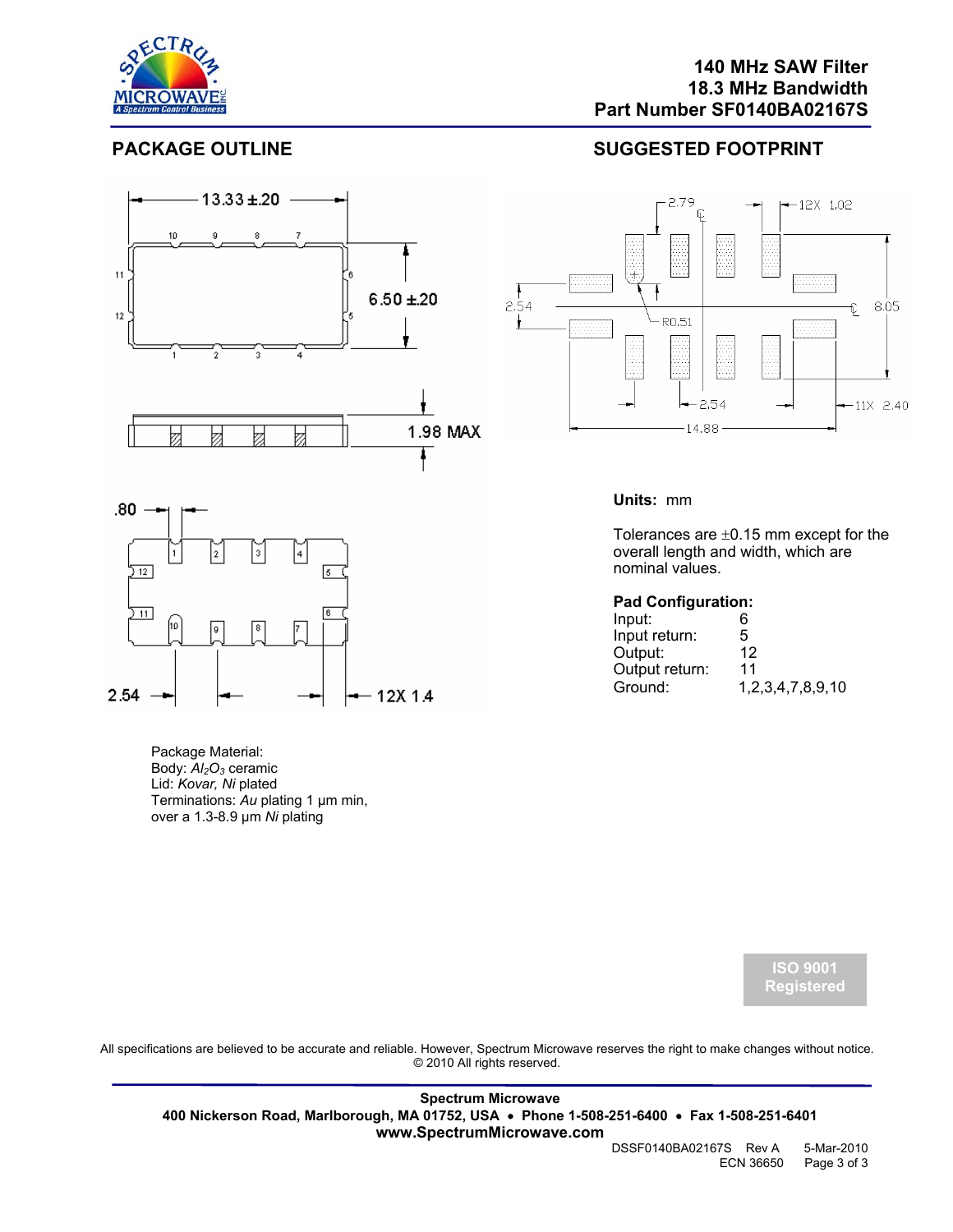140 MHz SAW Filter
18.3 MHz Bandwidth
Part Number SF0140BA02167S

## PACKAGE OUTLINE

13.33 ±.20

6.50 ±.20

1.98 MAX

.80

2.54

12X 1.4

## SUGGESTED FOOTPRINT

2.79

12X 1.02

2.54

8.05

R0.51

2.54

11X 2.40

14.88

**Units:** mm

Tolerances are ±0.15 mm except for the overall length and width, which are nominal values.

**Pad Configuration:**

| | |
|---|---|
| Input: | 6 |
| Input return: | 5 |
| Output: | 12 |
| Output return: | 11 |
| Ground: | 1,2,3,4,7,8,9,10 |

Package Material:
Body: *$Al_2O_3$* ceramic
Lid: *Kovar, Ni* plated
Terminations: *Au* plating 1 µm min, over a 1.3-8.9 µm *Ni* plating

ISO 9001 Registered

All specifications are believed to be accurate and reliable. However, Spectrum Microwave reserves the right to make changes without notice.
© 2010 All rights reserved.

**Spectrum Microwave**
**400 Nickerson Road, Marlborough, MA 01752, USA • Phone 1-508-251-6400 • Fax 1-508-251-6401**
**www.SpectrumMicrowave.com**

DSSF0140BA02167S Rev A 5-Mar-2010
ECN 36650